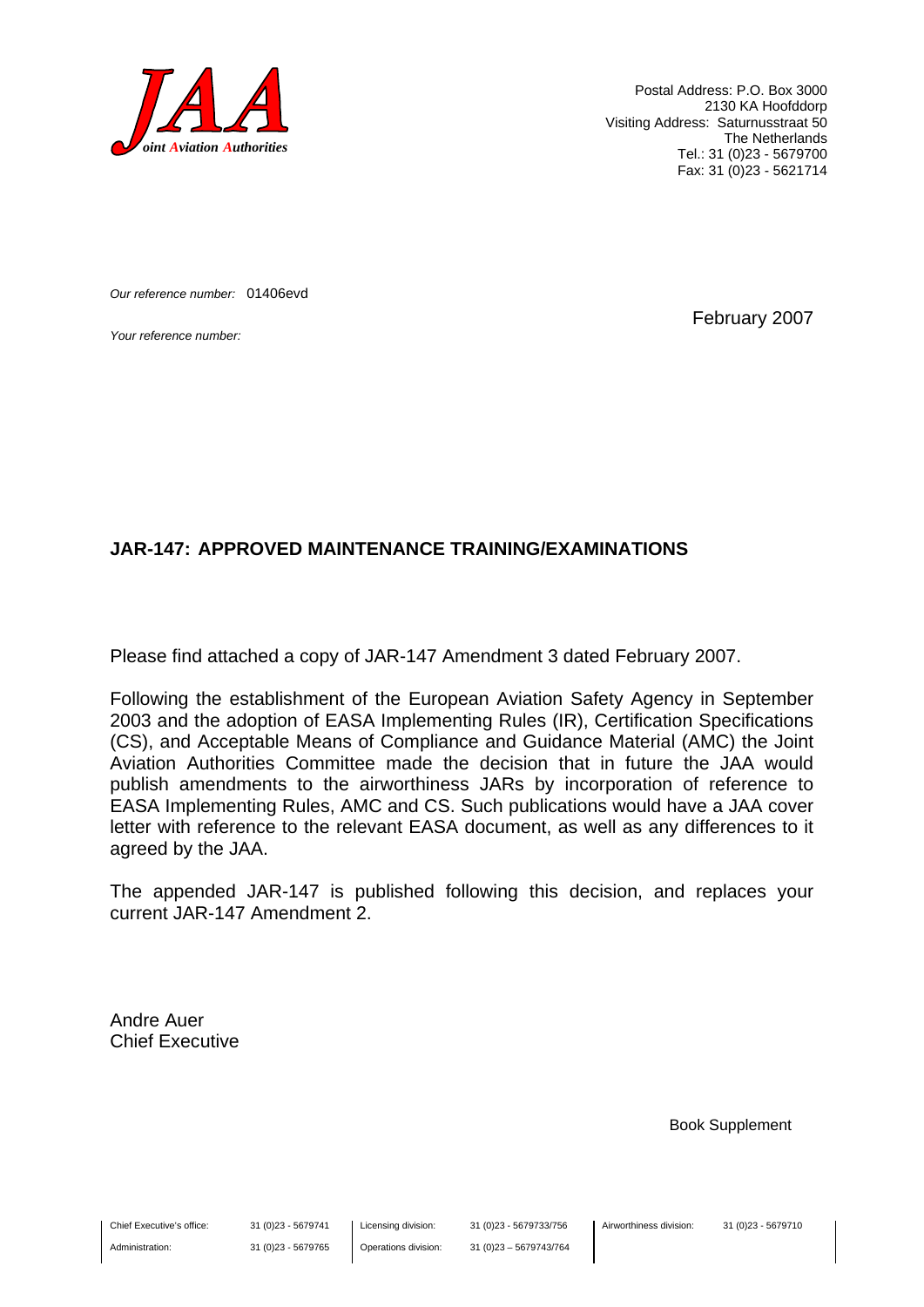**JAA**
*Joint Aviation Authorities*

Postal Address: P.O. Box 3000
2130 KA Hoofddorp
Visiting Address: Saturnusstraat 50
The Netherlands
Tel.: 31 (0)23 - 5679700
Fax: 31 (0)23 - 5621714

*Our reference number:* 01406evd

*Your reference number:*

February 2007

**JAR-147: APPROVED MAINTENANCE TRAINING/EXAMINATIONS**

Please find attached a copy of JAR-147 Amendment 3 dated February 2007.

Following the establishment of the European Aviation Safety Agency in September 2003 and the adoption of EASA Implementing Rules (IR), Certification Specifications (CS), and Acceptable Means of Compliance and Guidance Material (AMC) the Joint Aviation Authorities Committee made the decision that in future the JAA would publish amendments to the airworthiness JARs by incorporation of reference to EASA Implementing Rules, AMC and CS. Such publications would have a JAA cover letter with reference to the relevant EASA document, as well as any differences to it agreed by the JAA.

The appended JAR-147 is published following this decision, and replaces your current JAR-147 Amendment 2.

Andre Auer
Chief Executive

Book Supplement

| Chief Executive's office: | 31 (0)23 - 5679741 | Licensing division: | 31 (0)23 - 5679733/756 | Airworthiness division: | 31 (0)23 - 5679710 |
| --- | --- | --- | --- | --- | --- |
| Administration: | 31 (0)23 - 5679765 | Operations division: | 31 (0)23 – 5679743/764 | | |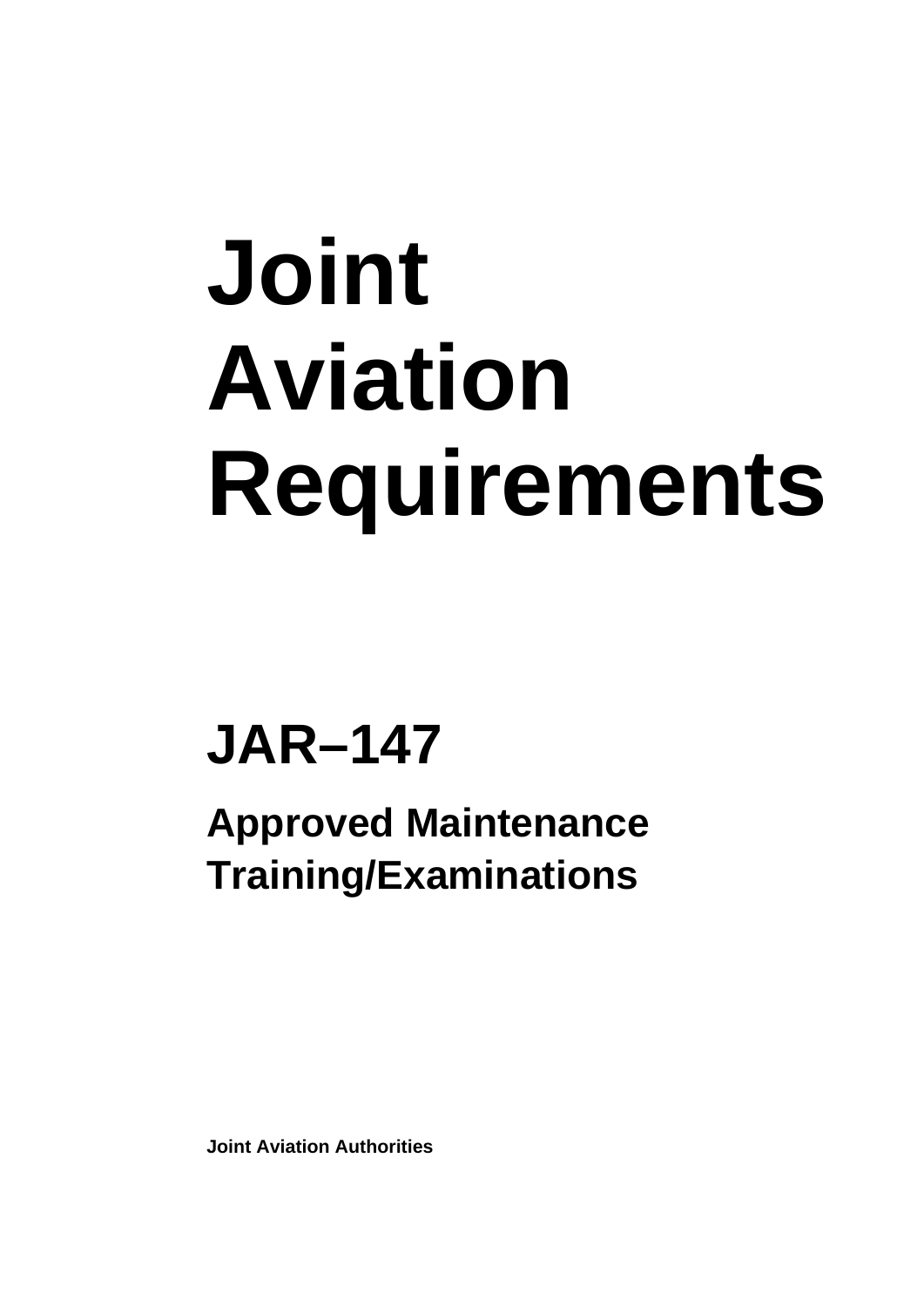# Joint Aviation Requirements

## JAR–147

### Approved Maintenance Training/Examinations

**Joint Aviation Authorities**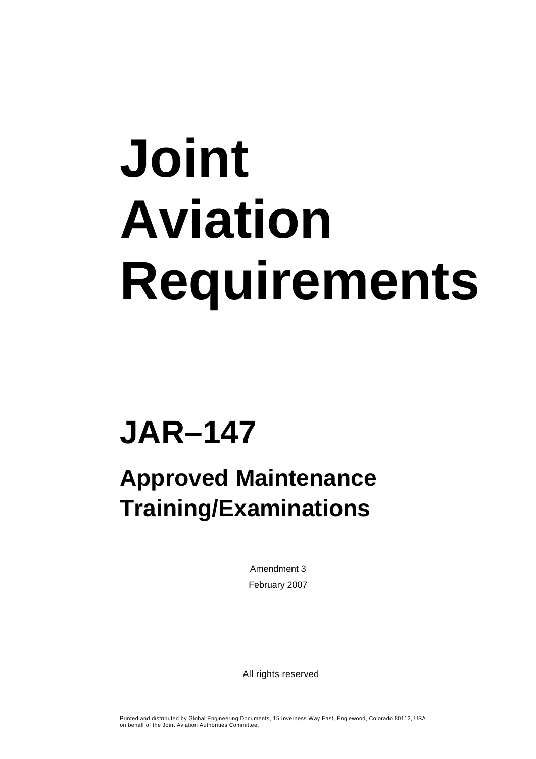# Joint Aviation Requirements

## JAR–147

### Approved Maintenance Training/Examinations

Amendment 3

February 2007

All rights reserved

Printed and distributed by Global Engineering Documents, 15 Inverness Way East, Englewood, Colorado 80112, USA on behalf of the Joint Aviation Authorities Committee.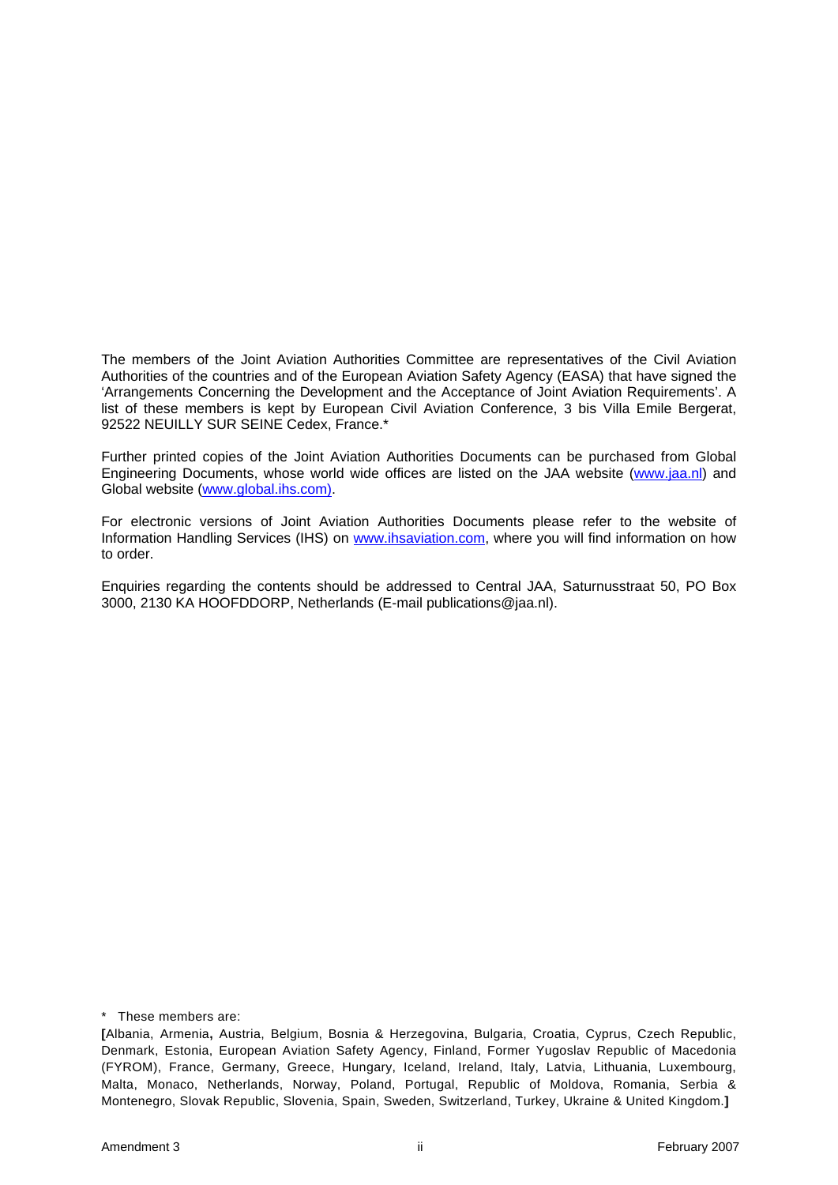The members of the Joint Aviation Authorities Committee are representatives of the Civil Aviation Authorities of the countries and of the European Aviation Safety Agency (EASA) that have signed the 'Arrangements Concerning the Development and the Acceptance of Joint Aviation Requirements'. A list of these members is kept by European Civil Aviation Conference, 3 bis Villa Emile Bergerat, 92522 NEUILLY SUR SEINE Cedex, France.*

Further printed copies of the Joint Aviation Authorities Documents can be purchased from Global Engineering Documents, whose world wide offices are listed on the JAA website (www.jaa.nl) and Global website (www.global.ihs.com).

For electronic versions of Joint Aviation Authorities Documents please refer to the website of Information Handling Services (IHS) on www.ihsaviation.com, where you will find information on how to order.

Enquiries regarding the contents should be addressed to Central JAA, Saturnusstraat 50, PO Box 3000, 2130 KA HOOFDDORP, Netherlands (E-mail publications@jaa.nl).

\* These members are:

**[**Albania, Armenia**,** Austria, Belgium, Bosnia & Herzegovina, Bulgaria, Croatia, Cyprus, Czech Republic, Denmark, Estonia, European Aviation Safety Agency, Finland, Former Yugoslav Republic of Macedonia (FYROM), France, Germany, Greece, Hungary, Iceland, Ireland, Italy, Latvia, Lithuania, Luxembourg, Malta, Monaco, Netherlands, Norway, Poland, Portugal, Republic of Moldova, Romania, Serbia & Montenegro, Slovak Republic, Slovenia, Spain, Sweden, Switzerland, Turkey, Ukraine & United Kingdom.**]**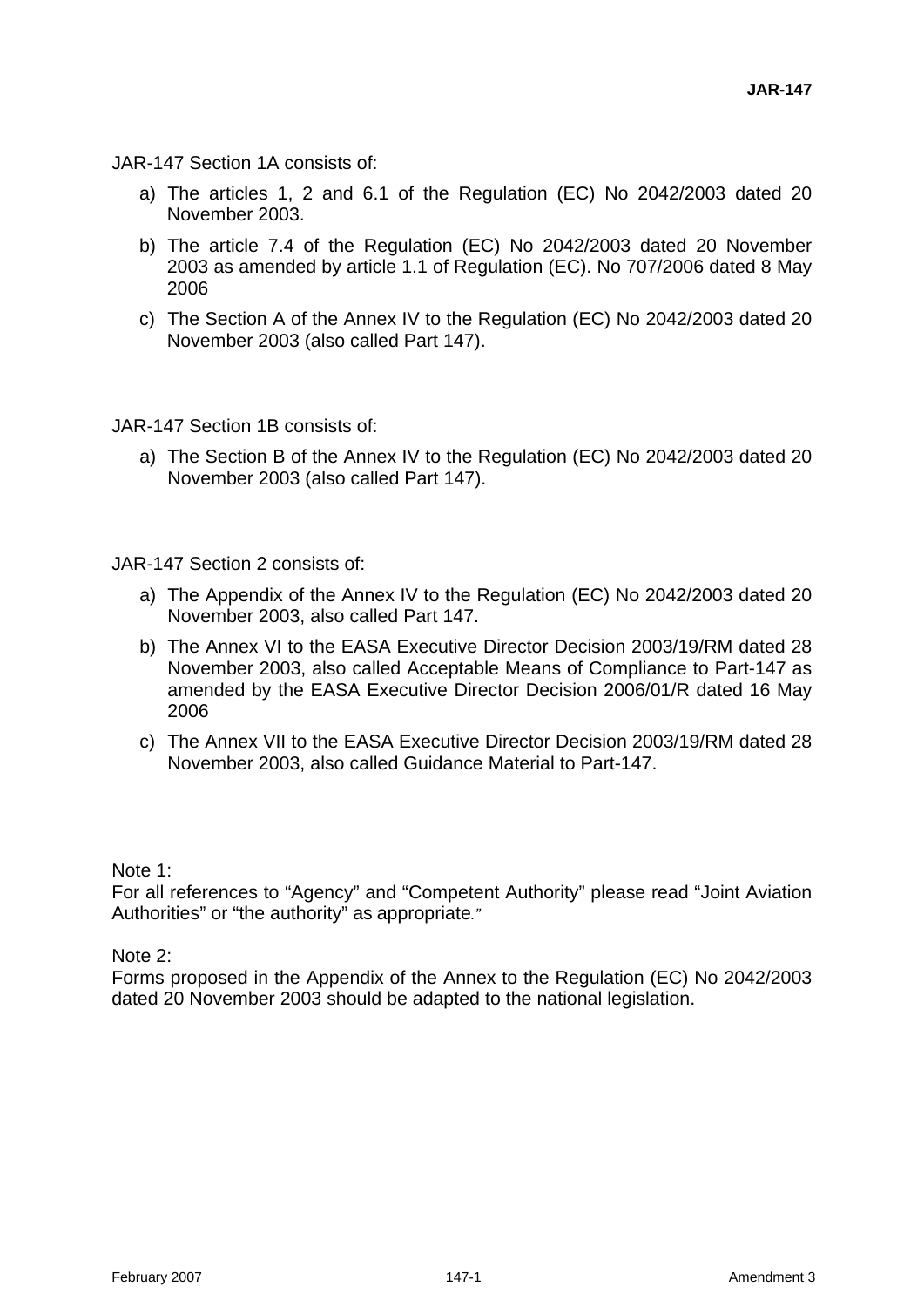JAR-147 Section 1A consists of:

a) The articles 1, 2 and 6.1 of the Regulation (EC) No 2042/2003 dated 20 November 2003.
b) The article 7.4 of the Regulation (EC) No 2042/2003 dated 20 November 2003 as amended by article 1.1 of Regulation (EC). No 707/2006 dated 8 May 2006
c) The Section A of the Annex IV to the Regulation (EC) No 2042/2003 dated 20 November 2003 (also called Part 147).

JAR-147 Section 1B consists of:

a) The Section B of the Annex IV to the Regulation (EC) No 2042/2003 dated 20 November 2003 (also called Part 147).

JAR-147 Section 2 consists of:

a) The Appendix of the Annex IV to the Regulation (EC) No 2042/2003 dated 20 November 2003, also called Part 147.
b) The Annex VI to the EASA Executive Director Decision 2003/19/RM dated 28 November 2003, also called Acceptable Means of Compliance to Part-147 as amended by the EASA Executive Director Decision 2006/01/R dated 16 May 2006
c) The Annex VII to the EASA Executive Director Decision 2003/19/RM dated 28 November 2003, also called Guidance Material to Part-147.

Note 1:
For all references to "Agency" and "Competent Authority" please read "Joint Aviation Authorities" or "the authority" as appropriate."

Note 2:
Forms proposed in the Appendix of the Annex to the Regulation (EC) No 2042/2003 dated 20 November 2003 should be adapted to the national legislation.